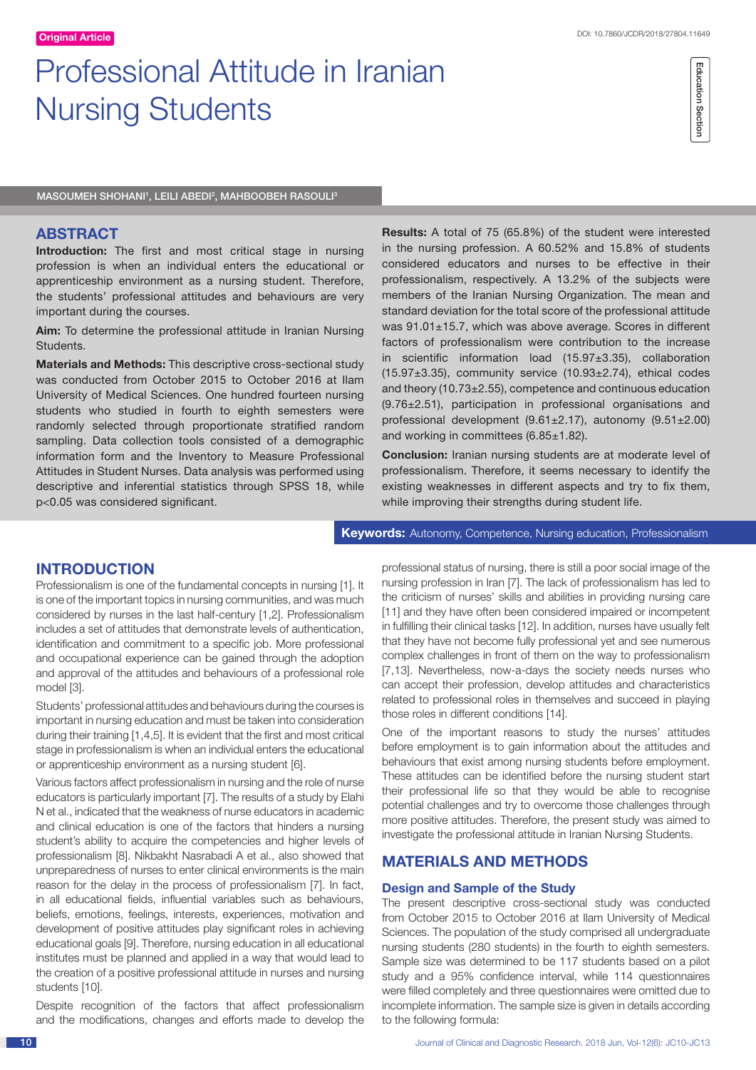Original Article

# Professional Attitude in Iranian Nursing Students

Education Section

MASOUMEH SHOHANI[1], LEILI ABEDI[2], MAHBOOBEH RASOULI[3]

## ABSTRACT

**Introduction:** The first and most critical stage in nursing profession is when an individual enters the educational or apprenticeship environment as a nursing student. Therefore, the students' professional attitudes and behaviours are very important during the courses.

**Aim:** To determine the professional attitude in Iranian Nursing Students.

**Materials and Methods:** This descriptive cross-sectional study was conducted from October 2015 to October 2016 at Ilam University of Medical Sciences. One hundred fourteen nursing students who studied in fourth to eighth semesters were randomly selected through proportionate stratified random sampling. Data collection tools consisted of a demographic information form and the Inventory to Measure Professional Attitudes in Student Nurses. Data analysis was performed using descriptive and inferential statistics through SPSS 18, while $p<0.05$ was considered significant.

**Results:** A total of 75 (65.8%) of the student were interested in the nursing profession. A 60.52% and 15.8% of students considered educators and nurses to be effective in their professionalism, respectively. A 13.2% of the subjects were members of the Iranian Nursing Organization. The mean and standard deviation for the total score of the professional attitude was 91.01±15.7, which was above average. Scores in different factors of professionalism were contribution to the increase in scientific information load (15.97±3.35), collaboration (15.97±3.35), community service (10.93±2.74), ethical codes and theory (10.73±2.55), competence and continuous education (9.76±2.51), participation in professional organisations and professional development (9.61±2.17), autonomy (9.51±2.00) and working in committees (6.85±1.82).

**Conclusion:** Iranian nursing students are at moderate level of professionalism. Therefore, it seems necessary to identify the existing weaknesses in different aspects and try to fix them, while improving their strengths during student life.

**Keywords:** Autonomy, Competence, Nursing education, Professionalism

## INTRODUCTION

Professionalism is one of the fundamental concepts in nursing [1]. It is one of the important topics in nursing communities, and was much considered by nurses in the last half-century [1,2]. Professionalism includes a set of attitudes that demonstrate levels of authentication, identification and commitment to a specific job. More professional and occupational experience can be gained through the adoption and approval of the attitudes and behaviours of a professional role model [3].

Students' professional attitudes and behaviours during the courses is important in nursing education and must be taken into consideration during their training [1,4,5]. It is evident that the first and most critical stage in professionalism is when an individual enters the educational or apprenticeship environment as a nursing student [6].

Various factors affect professionalism in nursing and the role of nurse educators is particularly important [7]. The results of a study by Elahi N et al., indicated that the weakness of nurse educators in academic and clinical education is one of the factors that hinders a nursing student's ability to acquire the competencies and higher levels of professionalism [8]. Nikbakht Nasrabadi A et al., also showed that unpreparedness of nurses to enter clinical environments is the main reason for the delay in the process of professionalism [7]. In fact, in all educational fields, influential variables such as behaviours, beliefs, emotions, feelings, interests, experiences, motivation and development of positive attitudes play significant roles in achieving educational goals [9]. Therefore, nursing education in all educational institutes must be planned and applied in a way that would lead to the creation of a positive professional attitude in nurses and nursing students [10].

Despite recognition of the factors that affect professionalism and the modifications, changes and efforts made to develop the professional status of nursing, there is still a poor social image of the nursing profession in Iran [7]. The lack of professionalism has led to the criticism of nurses' skills and abilities in providing nursing care [11] and they have often been considered impaired or incompetent in fulfilling their clinical tasks [12]. In addition, nurses have usually felt that they have not become fully professional yet and see numerous complex challenges in front of them on the way to professionalism [7,13]. Nevertheless, now-a-days the society needs nurses who can accept their profession, develop attitudes and characteristics related to professional roles in themselves and succeed in playing those roles in different conditions [14].

One of the important reasons to study the nurses' attitudes before employment is to gain information about the attitudes and behaviours that exist among nursing students before employment. These attitudes can be identified before the nursing student start their professional life so that they would be able to recognise potential challenges and try to overcome those challenges through more positive attitudes. Therefore, the present study was aimed to investigate the professional attitude in Iranian Nursing Students.

## MATERIALS AND METHODS

### Design and Sample of the Study

The present descriptive cross-sectional study was conducted from October 2015 to October 2016 at Ilam University of Medical Sciences. The population of the study comprised all undergraduate nursing students (280 students) in the fourth to eighth semesters. Sample size was determined to be 117 students based on a pilot study and a 95% confidence interval, while 114 questionnaires were filled completely and three questionnaires were omitted due to incomplete information. The sample size is given in details according to the following formula: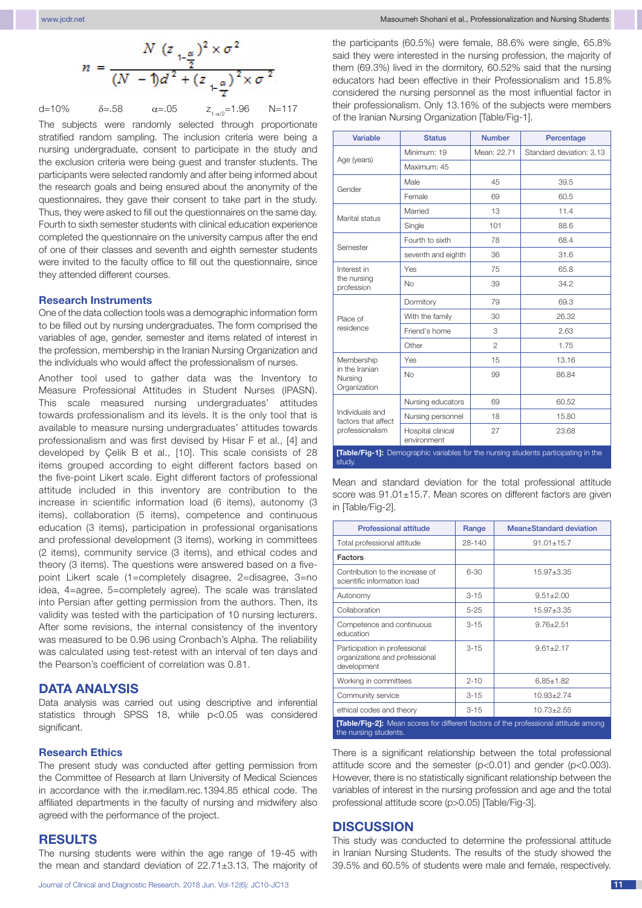$$n = \frac{N\left(z_{1-\frac{\alpha}{2}}\right)^2 \times \sigma^2}{(N-1)d^2 + \left(z_{1-\frac{\alpha}{2}}\right)^2 \times \sigma^2}$$

d=10%  δ=.58  α=.05  $z_{1-\alpha/2}$=1.96  N=117

The subjects were randomly selected through proportionate stratified random sampling. The inclusion criteria were being a nursing undergraduate, consent to participate in the study and the exclusion criteria were being guest and transfer students. The participants were selected randomly and after being informed about the research goals and being ensured about the anonymity of the questionnaires, they gave their consent to take part in the study. Thus, they were asked to fill out the questionnaires on the same day. Fourth to sixth semester students with clinical education experience completed the questionnaire on the university campus after the end of one of their classes and seventh and eighth semester students were invited to the faculty office to fill out the questionnaire, since they attended different courses.

### Research Instruments

One of the data collection tools was a demographic information form to be filled out by nursing undergraduates. The form comprised the variables of age, gender, semester and items related of interest in the profession, membership in the Iranian Nursing Organization and the individuals who would affect the professionalism of nurses.

Another tool used to gather data was the Inventory to Measure Professional Attitudes in Student Nurses (IPASN). This scale measured nursing undergraduates' attitudes towards professionalism and its levels. It is the only tool that is available to measure nursing undergraduates' attitudes towards professionalism and was first devised by Hisar F et al., [4] and developed by Çelik B et al., [10]. This scale consists of 28 items grouped according to eight different factors based on the five-point Likert scale. Eight different factors of professional attitude included in this inventory are contribution to the increase in scientific information load (6 items), autonomy (3 items), collaboration (5 items), competence and continuous education (3 items), participation in professional organisations and professional development (3 items), working in committees (2 items), community service (3 items), and ethical codes and theory (3 items). The questions were answered based on a five-point Likert scale (1=completly disagree, 2=disagree, 3=no idea, 4=agree, 5=completly agree). The scale was translated into Persian after getting permission from the authors. Then, its validity was tested with the participation of 10 nursing lecturers. After some revisions, the internal consistency of the inventory was measured to be 0.96 using Cronbach's Alpha. The reliability was calculated using test-retest with an interval of ten days and the Pearson's coefficient of correlation was 0.81.

## DATA ANALYSIS

Data analysis was carried out using descriptive and inferential statistics through SPSS 18, while p<0.05 was considered significant.

### Research Ethics

The present study was conducted after getting permission from the Committee of Research at Ilam University of Medical Sciences in accordance with the ir.medilam.rec.1394.85 ethical code. The affiliated departments in the faculty of nursing and midwifery also agreed with the performance of the project.

## RESULTS

The nursing students were within the age range of 19-45 with the mean and standard deviation of 22.71±3.13. The majority of the participants (60.5%) were female, 88.6% were single, 65.8% said they were interested in the nursing profession, the majority of them (69.3%) lived in the dormitory, 60.52% said that the nursing educators had been effective in their Professionalism and 15.8% considered the nursing personnel as the most influential factor in their professionalism. Only 13.16% of the subjects were members of the Iranian Nursing Organization [Table/Fig-1].

| Variable | Status | Number | Percentage |
|---|---|---|---|
| Age (years) | Minimum: 19 | Mean: 22.71 | Standard deviation: 3.13 |
| | Maximum: 45 | | |
| Gender | Male | 45 | 39.5 |
| | Female | 69 | 60.5 |
| Marital status | Married | 13 | 11.4 |
| | Single | 101 | 88.6 |
| Semester | Fourth to sixth | 78 | 68.4 |
| | seventh and eighth | 36 | 31.6 |
| Interest in the nursing profession | Yes | 75 | 65.8 |
| | No | 39 | 34.2 |
| Place of residence | Dormitory | 79 | 69.3 |
| | With the family | 30 | 26.32 |
| | Friend's home | 3 | 2.63 |
| | Other | 2 | 1.75 |
| Membership in the Iranian Nursing Organization | Yes | 15 | 13.16 |
| | No | 99 | 86.84 |
| Individuals and factors that affect professionalism | Nursing educators | 69 | 60.52 |
| | Nursing personnel | 18 | 15.80 |
| | Hospital clinical environment | 27 | 23.68 |

**[Table/Fig-1]:** Demographic variables for the nursing students participating in the study.

Mean and standard deviation for the total professional attitude score was 91.01±15.7. Mean scores on different factors are given in [Table/Fig-2].

| Professional attitude | Range | Mean±Standard deviation |
|---|---|---|
| Total professional attitude | 28-140 | 91.01±15.7 |
| **Factors** | | |
| Contribution to the increase of scientific information load | 6-30 | 15.97±3.35 |
| Autonomy | 3-15 | 9.51±2.00 |
| Collaboration | 5-25 | 15.97±3.35 |
| Competence and continuous education | 3-15 | 9.76±2.51 |
| Participation in professional organizations and professional development | 3-15 | 9.61±2.17 |
| Working in committees | 2-10 | 6.85±1.82 |
| Community service | 3-15 | 10.93±2.74 |
| ethical codes and theory | 3-15 | 10.73±2.55 |

**[Table/Fig-2]:** Mean scores for different factors of the professional attitude among the nursing students.

There is a significant relationship between the total professional attitude score and the semester (p<0.01) and gender (p<0.003). However, there is no statistically significant relationship between the variables of interest in the nursing profession and age and the total professional attitude score (p>0.05) [Table/Fig-3].

## DISCUSSION

This study was conducted to determine the professional attitude in Iranian Nursing Students. The results of the study showed the 39.5% and 60.5% of students were male and female, respectively.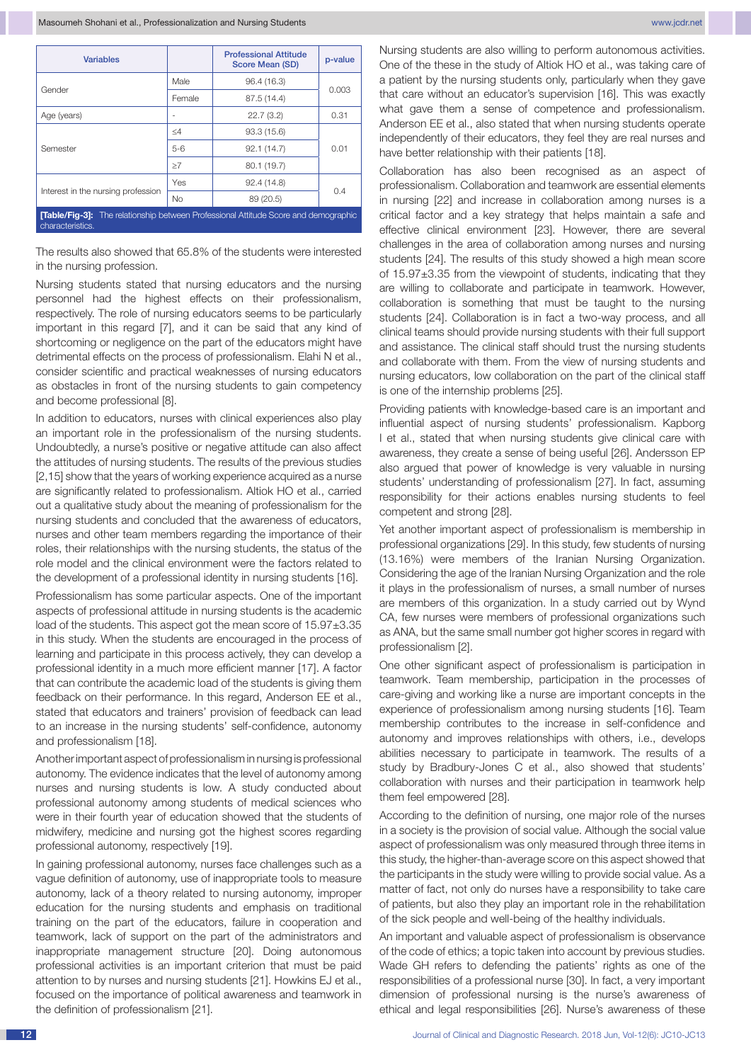| Variables | | Professional Attitude Score Mean (SD) | p-value |
|---|---|---|---|
| Gender | Male | 96.4 (16.3) | 0.003 |
| | Female | 87.5 (14.4) | |
| Age (years) | - | 22.7 (3.2) | 0.31 |
| Semester | ≤4 | 93.3 (15.6) | 0.01 |
| | 5-6 | 92.1 (14.7) | |
| | ≥7 | 80.1 (19.7) | |
| Interest in the nursing profession | Yes | 92.4 (14.8) | 0.4 |
| | No | 89 (20.5) | |

**[Table/Fig-3]:** The relationship between Professional Attitude Score and demographic characteristics.

The results also showed that 65.8% of the students were interested in the nursing profession.

Nursing students stated that nursing educators and the nursing personnel had the highest effects on their professionalism, respectively. The role of nursing educators seems to be particularly important in this regard [7], and it can be said that any kind of shortcoming or negligence on the part of the educators might have detrimental effects on the process of professionalism. Elahi N et al., consider scientific and practical weaknesses of nursing educators as obstacles in front of the nursing students to gain competency and become professional [8].

In addition to educators, nurses with clinical experiences also play an important role in the professionalism of the nursing students. Undoubtedly, a nurse's positive or negative attitude can also affect the attitudes of nursing students. The results of the previous studies [2,15] show that the years of working experience acquired as a nurse are significantly related to professionalism. Altiok HO et al., carried out a qualitative study about the meaning of professionalism for the nursing students and concluded that the awareness of educators, nurses and other team members regarding the importance of their roles, their relationships with the nursing students, the status of the role model and the clinical environment were the factors related to the development of a professional identity in nursing students [16].

Professionalism has some particular aspects. One of the important aspects of professional attitude in nursing students is the academic load of the students. This aspect got the mean score of 15.97±3.35 in this study. When the students are encouraged in the process of learning and participate in this process actively, they can develop a professional identity in a much more efficient manner [17]. A factor that can contribute the academic load of the students is giving them feedback on their performance. In this regard, Anderson EE et al., stated that educators and trainers' provision of feedback can lead to an increase in the nursing students' self-confidence, autonomy and professionalism [18].

Another important aspect of professionalism in nursing is professional autonomy. The evidence indicates that the level of autonomy among nurses and nursing students is low. A study conducted about professional autonomy among students of medical sciences who were in their fourth year of education showed that the students of midwifery, medicine and nursing got the highest scores regarding professional autonomy, respectively [19].

In gaining professional autonomy, nurses face challenges such as a vague definition of autonomy, use of inappropriate tools to measure autonomy, lack of a theory related to nursing autonomy, improper education for the nursing students and emphasis on traditional training on the part of the educators, failure in cooperation and teamwork, lack of support on the part of the administrators and inappropriate management structure [20]. Doing autonomous professional activities is an important criterion that must be paid attention to by nurses and nursing students [21]. Howkins EJ et al., focused on the importance of political awareness and teamwork in the definition of professionalism [21].

Nursing students are also willing to perform autonomous activities. One of the these in the study of Altiok HO et al., was taking care of a patient by the nursing students only, particularly when they gave that care without an educator's supervision [16]. This was exactly what gave them a sense of competence and professionalism. Anderson EE et al., also stated that when nursing students operate independently of their educators, they feel they are real nurses and have better relationship with their patients [18].

Collaboration has also been recognised as an aspect of professionalism. Collaboration and teamwork are essential elements in nursing [22] and increase in collaboration among nurses is a critical factor and a key strategy that helps maintain a safe and effective clinical environment [23]. However, there are several challenges in the area of collaboration among nurses and nursing students [24]. The results of this study showed a high mean score of 15.97±3.35 from the viewpoint of students, indicating that they are willing to collaborate and participate in teamwork. However, collaboration is something that must be taught to the nursing students [24]. Collaboration is in fact a two-way process, and all clinical teams should provide nursing students with their full support and assistance. The clinical staff should trust the nursing students and collaborate with them. From the view of nursing students and nursing educators, low collaboration on the part of the clinical staff is one of the internship problems [25].

Providing patients with knowledge-based care is an important and influential aspect of nursing students' professionalism. Kapborg I et al., stated that when nursing students give clinical care with awareness, they create a sense of being useful [26]. Andersson EP also argued that power of knowledge is very valuable in nursing students' understanding of professionalism [27]. In fact, assuming responsibility for their actions enables nursing students to feel competent and strong [28].

Yet another important aspect of professionalism is membership in professional organizations [29]. In this study, few students of nursing (13.16%) were members of the Iranian Nursing Organization. Considering the age of the Iranian Nursing Organization and the role it plays in the professionalism of nurses, a small number of nurses are members of this organization. In a study carried out by Wynd CA, few nurses were members of professional organizations such as ANA, but the same small number got higher scores in regard with professionalism [2].

One other significant aspect of professionalism is participation in teamwork. Team membership, participation in the processes of care-giving and working like a nurse are important concepts in the experience of professionalism among nursing students [16]. Team membership contributes to the increase in self-confidence and autonomy and improves relationships with others, i.e., develops abilities necessary to participate in teamwork. The results of a study by Bradbury-Jones C et al., also showed that students' collaboration with nurses and their participation in teamwork help them feel empowered [28].

According to the definition of nursing, one major role of the nurses in a society is the provision of social value. Although the social value aspect of professionalism was only measured through three items in this study, the higher-than-average score on this aspect showed that the participants in the study were willing to provide social value. As a matter of fact, not only do nurses have a responsibility to take care of patients, but also they play an important role in the rehabilitation of the sick people and well-being of the healthy individuals.

An important and valuable aspect of professionalism is observance of the code of ethics; a topic taken into account by previous studies. Wade GH refers to defending the patients' rights as one of the responsibilities of a professional nurse [30]. In fact, a very important dimension of professional nursing is the nurse's awareness of ethical and legal responsibilities [26]. Nurse's awareness of these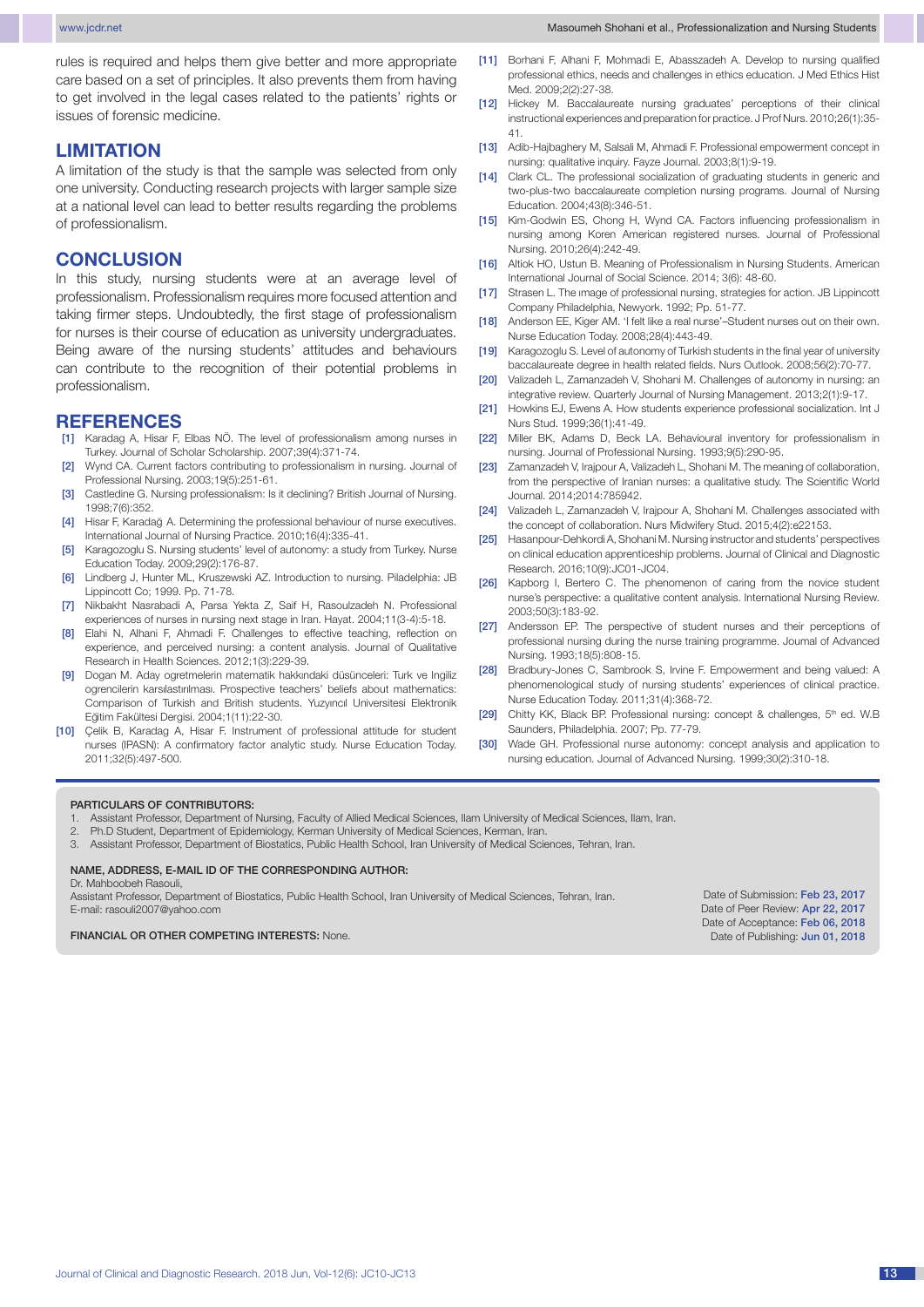rules is required and helps them give better and more appropriate care based on a set of principles. It also prevents them from having to get involved in the legal cases related to the patients' rights or issues of forensic medicine.

## LIMITATION

A limitation of the study is that the sample was selected from only one university. Conducting research projects with larger sample size at a national level can lead to better results regarding the problems of professionalism.

## CONCLUSION

In this study, nursing students were at an average level of professionalism. Professionalism requires more focused attention and taking firmer steps. Undoubtedly, the first stage of professionalism for nurses is their course of education as university undergraduates. Being aware of the nursing students' attitudes and behaviours can contribute to the recognition of their potential problems in professionalism.

## REFERENCES

[1] Karadag A, Hisar F, Elbas NÖ. The level of professionalism among nurses in Turkey. Journal of Scholar Scholarship. 2007;39(4):371-74.
[2] Wynd CA. Current factors contributing to professionalism in nursing. Journal of Professional Nursing. 2003;19(5):251-61.
[3] Castledine G. Nursing professionalism: Is it declining? British Journal of Nursing. 1998;7(6):352.
[4] Hisar F, Karadağ A. Determining the professional behaviour of nurse executives. International Journal of Nursing Practice. 2010;16(4):335-41.
[5] Karagozoglu S. Nursing students' level of autonomy: a study from Turkey. Nurse Education Today. 2009;29(2):176-87.
[6] Lindberg J, Hunter ML, Kruszewski AZ. Introduction to nursing. Piladelphia: JB Lippincott Co; 1999. Pp. 71-78.
[7] Nikbakht Nasrabadi A, Parsa Yekta Z, Saif H, Rasoulzadeh N. Professional experiences of nurses in nursing next stage in Iran. Hayat. 2004;11(3-4):5-18.
[8] Elahi N, Alhani F, Ahmadi F. Challenges to effective teaching, reflection on experience, and perceived nursing: a content analysis. Journal of Qualitative Research in Health Sciences. 2012;1(3):229-39.
[9] Dogan M. Aday ogretmelerin matematik hakkındaki düsünceleri: Turk ve Ingiliz ogrencilerin karsılastırılması. Prospective teachers' beliefs about mathematics: Comparison of Turkish and British students. Yuzyıncıl Universitesi Elektronik Eğitim Fakültesi Dergisi. 2004;1(11):22-30.
[10] Çelik B, Karadag A, Hisar F. Instrument of professional attitude for student nurses (IPASN): A confirmatory factor analytic study. Nurse Education Today. 2011;32(5):497-500.
[11] Borhani F, Alhani F, Mohmadi E, Abasszadeh A. Develop to nursing qualified professional ethics, needs and challenges in ethics education. J Med Ethics Hist Med. 2009;2(2):27-38.
[12] Hickey M. Baccalaureate nursing graduates' perceptions of their clinical instructional experiences and preparation for practice. J Prof Nurs. 2010;26(1):35-41.
[13] Adib-Hajbaghery M, Salsali M, Ahmadi F. Professional empowerment concept in nursing: qualitative inquiry. Fayze Journal. 2003;8(1):9-19.
[14] Clark CL. The professional socialization of graduating students in generic and two-plus-two baccalaureate completion nursing programs. Journal of Nursing Education. 2004;43(8):346-51.
[15] Kim-Godwin ES, Chong H, Wynd CA. Factors influencing professionalism in nursing among Koren American registered nurses. Journal of Professional Nursing. 2010;26(4):242-49.
[16] Altiok HO, Ustun B. Meaning of Professionalism in Nursing Students. American International Journal of Social Science. 2014; 3(6): 48-60.
[17] Strasen L. The ımage of professional nursing, strategies for action. JB Lippincott Company Philadelphia, Newyork. 1992; Pp. 51-77.
[18] Anderson EE, Kiger AM. 'I felt like a real nurse'–Student nurses out on their own. Nurse Education Today. 2008;28(4):443-49.
[19] Karagozoglu S. Level of autonomy of Turkish students in the final year of university baccalaureate degree in health related fields. Nurs Outlook. 2008;56(2):70-77.
[20] Valizadeh L, Zamanzadeh V, Shohani M. Challenges of autonomy in nursing: an integrative review. Quarterly Journal of Nursing Management. 2013;2(1):9-17.
[21] Howkins EJ, Ewens A. How students experience professional socialization. Int J Nurs Stud. 1999;36(1):41-49.
[22] Miller BK, Adams D, Beck LA. Behavioural inventory for professionalism in nursing. Journal of Professional Nursing. 1993;9(5):290-95.
[23] Zamanzadeh V, Irajpour A, Valizadeh L, Shohani M. The meaning of collaboration, from the perspective of Iranian nurses: a qualitative study. The Scientific World Journal. 2014;2014:785942.
[24] Valizadeh L, Zamanzadeh V, Irajpour A, Shohani M. Challenges associated with the concept of collaboration. Nurs Midwifery Stud. 2015;4(2):e22153.
[25] Hasanpour-Dehkordi A, Shohani M. Nursing instructor and students' perspectives on clinical education apprenticeship problems. Journal of Clinical and Diagnostic Research. 2016;10(9):JC01-JC04.
[26] Kapborg I, Bertero C. The phenomenon of caring from the novice student nurse's perspective: a qualitative content analysis. International Nursing Review. 2003;50(3):183-92.
[27] Andersson EP. The perspective of student nurses and their perceptions of professional nursing during the nurse training programme. Journal of Advanced Nursing. 1993;18(5):808-15.
[28] Bradbury-Jones C, Sambrook S, Irvine F. Empowerment and being valued: A phenomenological study of nursing students' experiences of clinical practice. Nurse Education Today. 2011;31(4):368-72.
[29] Chitty KK, Black BP. Professional nursing: concept & challenges, 5th ed. W.B Saunders, Philadelphia. 2007; Pp. 77-79.
[30] Wade GH. Professional nurse autonomy: concept analysis and application to nursing education. Journal of Advanced Nursing. 1999;30(2):310-18.

**PARTICULARS OF CONTRIBUTORS:**

1. Assistant Professor, Department of Nursing, Faculty of Allied Medical Sciences, Ilam University of Medical Sciences, Ilam, Iran.
2. Ph.D Student, Department of Epidemiology, Kerman University of Medical Sciences, Kerman, Iran.
3. Assistant Professor, Department of Biostatics, Public Health School, Iran University of Medical Sciences, Tehran, Iran.

**NAME, ADDRESS, E-MAIL ID OF THE CORRESPONDING AUTHOR:**

Dr. Mahboobeh Rasouli,
Assistant Professor, Department of Biostatics, Public Health School, Iran University of Medical Sciences, Tehran, Iran.
E-mail: rasouli2007@yahoo.com

**FINANCIAL OR OTHER COMPETING INTERESTS:** None.

Date of Submission: Feb 23, 2017
Date of Peer Review: Apr 22, 2017
Date of Acceptance: Feb 06, 2018
Date of Publishing: Jun 01, 2018